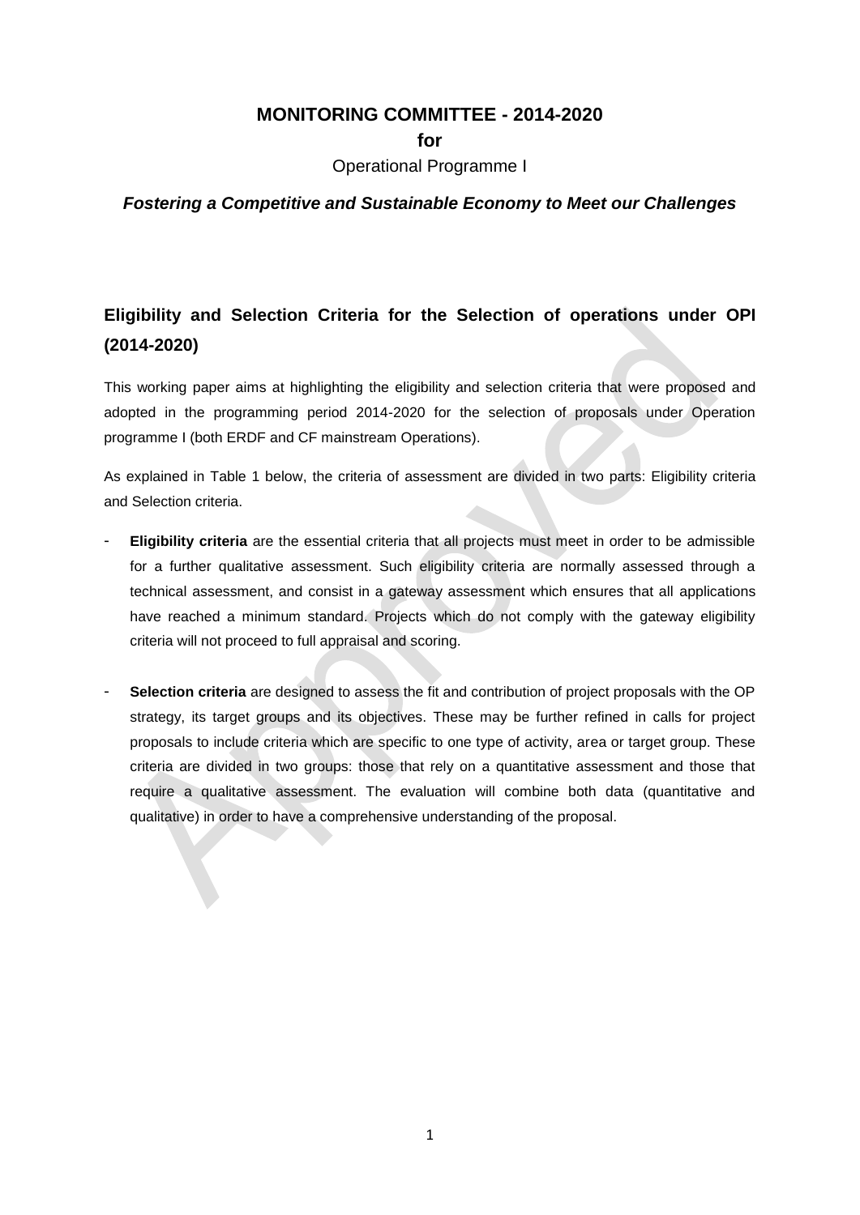**MONITORING COMMITTEE - 2014-2020**

**for**

Operational Programme I

***Fostering a Competitive and Sustainable Economy to Meet our Challenges***

## Eligibility and Selection Criteria for the Selection of operations under OPI (2014-2020)

This working paper aims at highlighting the eligibility and selection criteria that were proposed and adopted in the programming period 2014-2020 for the selection of proposals under Operation programme I (both ERDF and CF mainstream Operations).

As explained in Table 1 below, the criteria of assessment are divided in two parts: Eligibility criteria and Selection criteria.

- **Eligibility criteria** are the essential criteria that all projects must meet in order to be admissible for a further qualitative assessment. Such eligibility criteria are normally assessed through a technical assessment, and consist in a gateway assessment which ensures that all applications have reached a minimum standard. Projects which do not comply with the gateway eligibility criteria will not proceed to full appraisal and scoring.

- **Selection criteria** are designed to assess the fit and contribution of project proposals with the OP strategy, its target groups and its objectives. These may be further refined in calls for project proposals to include criteria which are specific to one type of activity, area or target group. These criteria are divided in two groups: those that rely on a quantitative assessment and those that require a qualitative assessment. The evaluation will combine both data (quantitative and qualitative) in order to have a comprehensive understanding of the proposal.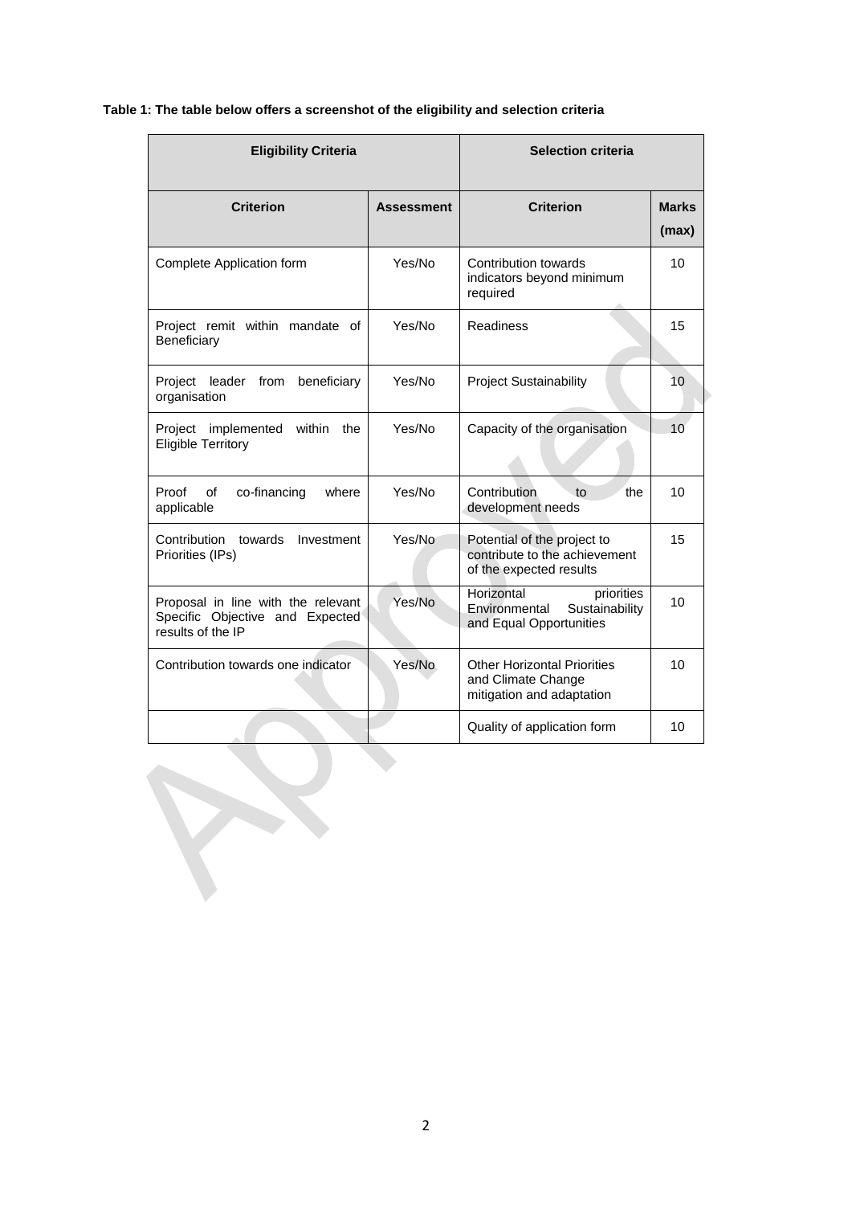**Table 1: The table below offers a screenshot of the eligibility and selection criteria**

| Eligibility Criteria | | Selection criteria | |
|---|---|---|---|
| **Criterion** | **Assessment** | **Criterion** | **Marks (max)** |
| Complete Application form | Yes/No | Contribution towards indicators beyond minimum required | 10 |
| Project remit within mandate of Beneficiary | Yes/No | Readiness | 15 |
| Project leader from beneficiary organisation | Yes/No | Project Sustainability | 10 |
| Project implemented within the Eligible Territory | Yes/No | Capacity of the organisation | 10 |
| Proof of co-financing where applicable | Yes/No | Contribution to the development needs | 10 |
| Contribution towards Investment Priorities (IPs) | Yes/No | Potential of the project to contribute to the achievement of the expected results | 15 |
| Proposal in line with the relevant Specific Objective and Expected results of the IP | Yes/No | Horizontal priorities Environmental Sustainability and Equal Opportunities | 10 |
| Contribution towards one indicator | Yes/No | Other Horizontal Priorities and Climate Change mitigation and adaptation | 10 |
| | | Quality of application form | 10 |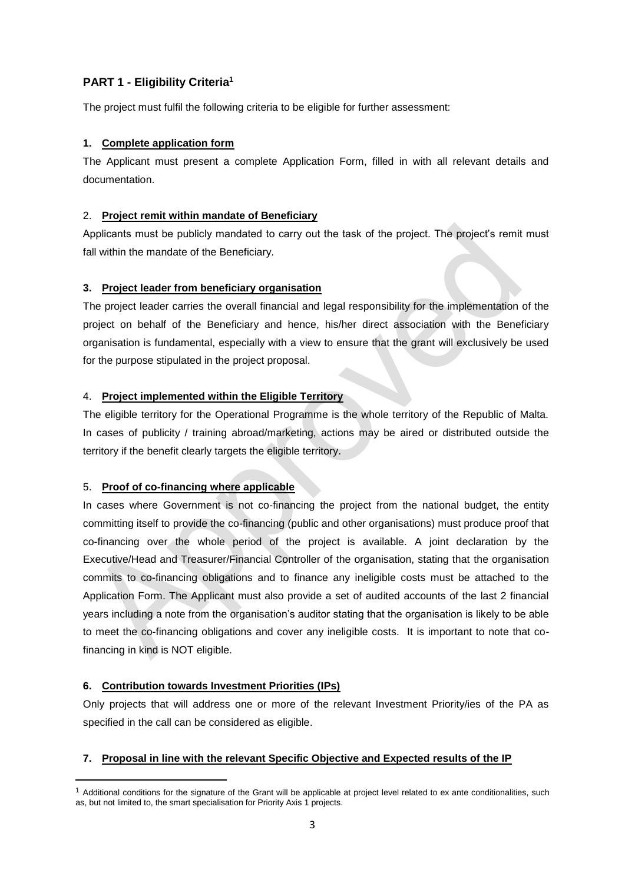## PART 1 - Eligibility Criteria[1]

The project must fulfil the following criteria to be eligible for further assessment:

**1. Complete application form**

The Applicant must present a complete Application Form, filled in with all relevant details and documentation.

2. **Project remit within mandate of Beneficiary**

Applicants must be publicly mandated to carry out the task of the project. The project's remit must fall within the mandate of the Beneficiary.

**3. Project leader from beneficiary organisation**

The project leader carries the overall financial and legal responsibility for the implementation of the project on behalf of the Beneficiary and hence, his/her direct association with the Beneficiary organisation is fundamental, especially with a view to ensure that the grant will exclusively be used for the purpose stipulated in the project proposal.

4. **Project implemented within the Eligible Territory**

The eligible territory for the Operational Programme is the whole territory of the Republic of Malta. In cases of publicity / training abroad/marketing, actions may be aired or distributed outside the territory if the benefit clearly targets the eligible territory.

5. **Proof of co-financing where applicable**

In cases where Government is not co-financing the project from the national budget, the entity committing itself to provide the co-financing (public and other organisations) must produce proof that co-financing over the whole period of the project is available. A joint declaration by the Executive/Head and Treasurer/Financial Controller of the organisation, stating that the organisation commits to co-financing obligations and to finance any ineligible costs must be attached to the Application Form. The Applicant must also provide a set of audited accounts of the last 2 financial years including a note from the organisation's auditor stating that the organisation is likely to be able to meet the co-financing obligations and cover any ineligible costs. It is important to note that co-financing in kind is NOT eligible.

**6. Contribution towards Investment Priorities (IPs)**

Only projects that will address one or more of the relevant Investment Priority/ies of the PA as specified in the call can be considered as eligible.

**7. Proposal in line with the relevant Specific Objective and Expected results of the IP**

[1] Additional conditions for the signature of the Grant will be applicable at project level related to ex ante conditionalities, such as, but not limited to, the smart specialisation for Priority Axis 1 projects.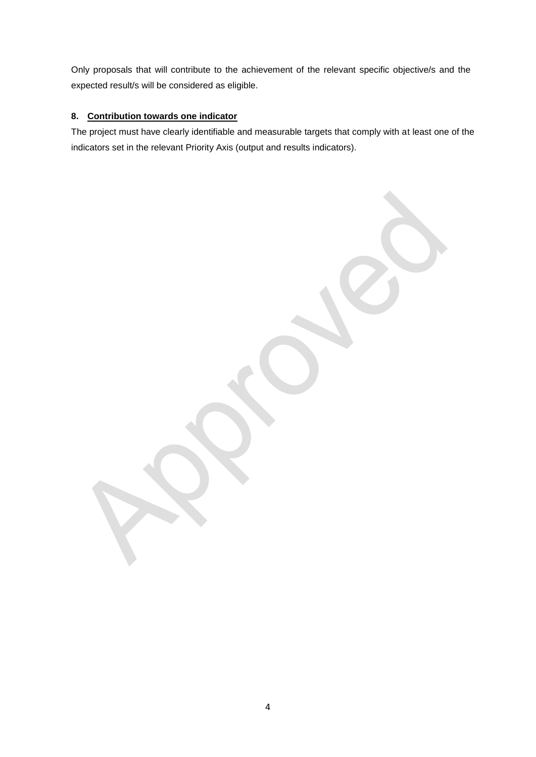Only proposals that will contribute to the achievement of the relevant specific objective/s and the expected result/s will be considered as eligible.

**8. Contribution towards one indicator**

The project must have clearly identifiable and measurable targets that comply with at least one of the indicators set in the relevant Priority Axis (output and results indicators).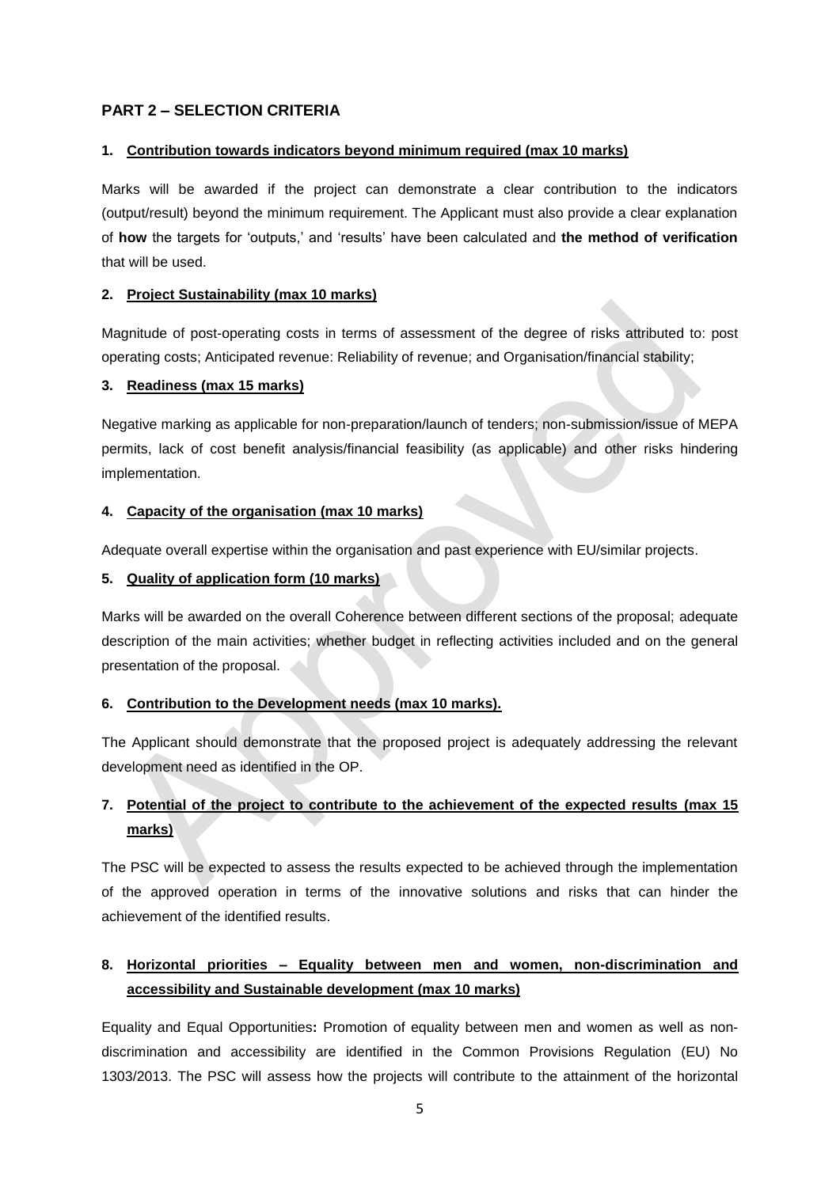## PART 2 – SELECTION CRITERIA

### 1. Contribution towards indicators beyond minimum required (max 10 marks)

Marks will be awarded if the project can demonstrate a clear contribution to the indicators (output/result) beyond the minimum requirement. The Applicant must also provide a clear explanation of **how** the targets for 'outputs,' and 'results' have been calculated and **the method of verification** that will be used.

### 2. Project Sustainability (max 10 marks)

Magnitude of post-operating costs in terms of assessment of the degree of risks attributed to: post operating costs; Anticipated revenue: Reliability of revenue; and Organisation/financial stability;

### 3. Readiness (max 15 marks)

Negative marking as applicable for non-preparation/launch of tenders; non-submission/issue of MEPA permits, lack of cost benefit analysis/financial feasibility (as applicable) and other risks hindering implementation.

### 4. Capacity of the organisation (max 10 marks)

Adequate overall expertise within the organisation and past experience with EU/similar projects.

### 5. Quality of application form (10 marks)

Marks will be awarded on the overall Coherence between different sections of the proposal; adequate description of the main activities; whether budget in reflecting activities included and on the general presentation of the proposal.

### 6. Contribution to the Development needs (max 10 marks).

The Applicant should demonstrate that the proposed project is adequately addressing the relevant development need as identified in the OP.

### 7. Potential of the project to contribute to the achievement of the expected results (max 15 marks)

The PSC will be expected to assess the results expected to be achieved through the implementation of the approved operation in terms of the innovative solutions and risks that can hinder the achievement of the identified results.

### 8. Horizontal priorities – Equality between men and women, non-discrimination and accessibility and Sustainable development (max 10 marks)

Equality and Equal Opportunities**:** Promotion of equality between men and women as well as non-discrimination and accessibility are identified in the Common Provisions Regulation (EU) No 1303/2013. The PSC will assess how the projects will contribute to the attainment of the horizontal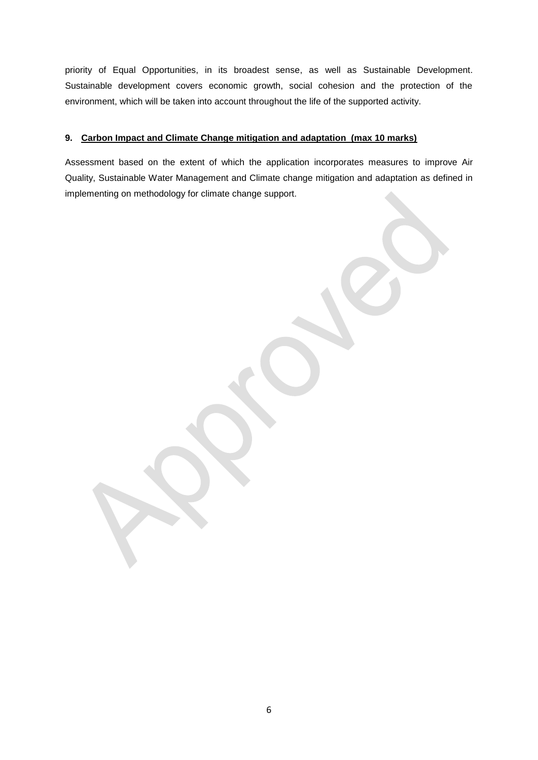priority of Equal Opportunities, in its broadest sense, as well as Sustainable Development. Sustainable development covers economic growth, social cohesion and the protection of the environment, which will be taken into account throughout the life of the supported activity.

**9. Carbon Impact and Climate Change mitigation and adaptation (max 10 marks)**

Assessment based on the extent of which the application incorporates measures to improve Air Quality, Sustainable Water Management and Climate change mitigation and adaptation as defined in implementing on methodology for climate change support.